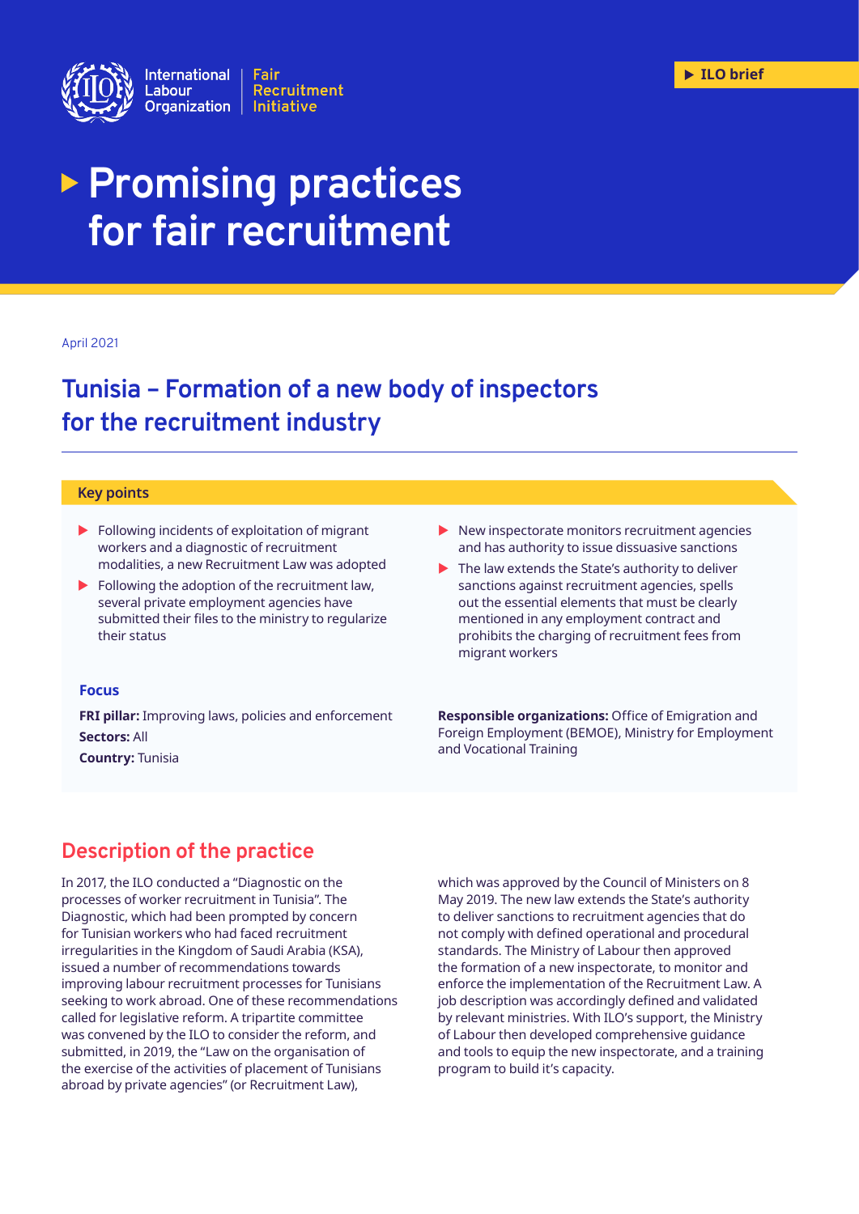International Labour Organization | Fair Recruitment Initiative

▶ ILO brief

# Promising practices for fair recruitment

April 2021

## Tunisia – Formation of a new body of inspectors for the recruitment industry

### Key points

- Following incidents of exploitation of migrant workers and a diagnostic of recruitment modalities, a new Recruitment Law was adopted
- Following the adoption of the recruitment law, several private employment agencies have submitted their files to the ministry to regularize their status
- New inspectorate monitors recruitment agencies and has authority to issue dissuasive sanctions
- The law extends the State's authority to deliver sanctions against recruitment agencies, spells out the essential elements that must be clearly mentioned in any employment contract and prohibits the charging of recruitment fees from migrant workers

### Focus

**FRI pillar:** Improving laws, policies and enforcement

**Sectors:** All

**Country:** Tunisia

**Responsible organizations:** Office of Emigration and Foreign Employment (BEMOE), Ministry for Employment and Vocational Training

## Description of the practice

In 2017, the ILO conducted a "Diagnostic on the processes of worker recruitment in Tunisia". The Diagnostic, which had been prompted by concern for Tunisian workers who had faced recruitment irregularities in the Kingdom of Saudi Arabia (KSA), issued a number of recommendations towards improving labour recruitment processes for Tunisians seeking to work abroad. One of these recommendations called for legislative reform. A tripartite committee was convened by the ILO to consider the reform, and submitted, in 2019, the "Law on the organisation of the exercise of the activities of placement of Tunisians abroad by private agencies" (or Recruitment Law), which was approved by the Council of Ministers on 8 May 2019. The new law extends the State's authority to deliver sanctions to recruitment agencies that do not comply with defined operational and procedural standards. The Ministry of Labour then approved the formation of a new inspectorate, to monitor and enforce the implementation of the Recruitment Law. A job description was accordingly defined and validated by relevant ministries. With ILO's support, the Ministry of Labour then developed comprehensive guidance and tools to equip the new inspectorate, and a training program to build it's capacity.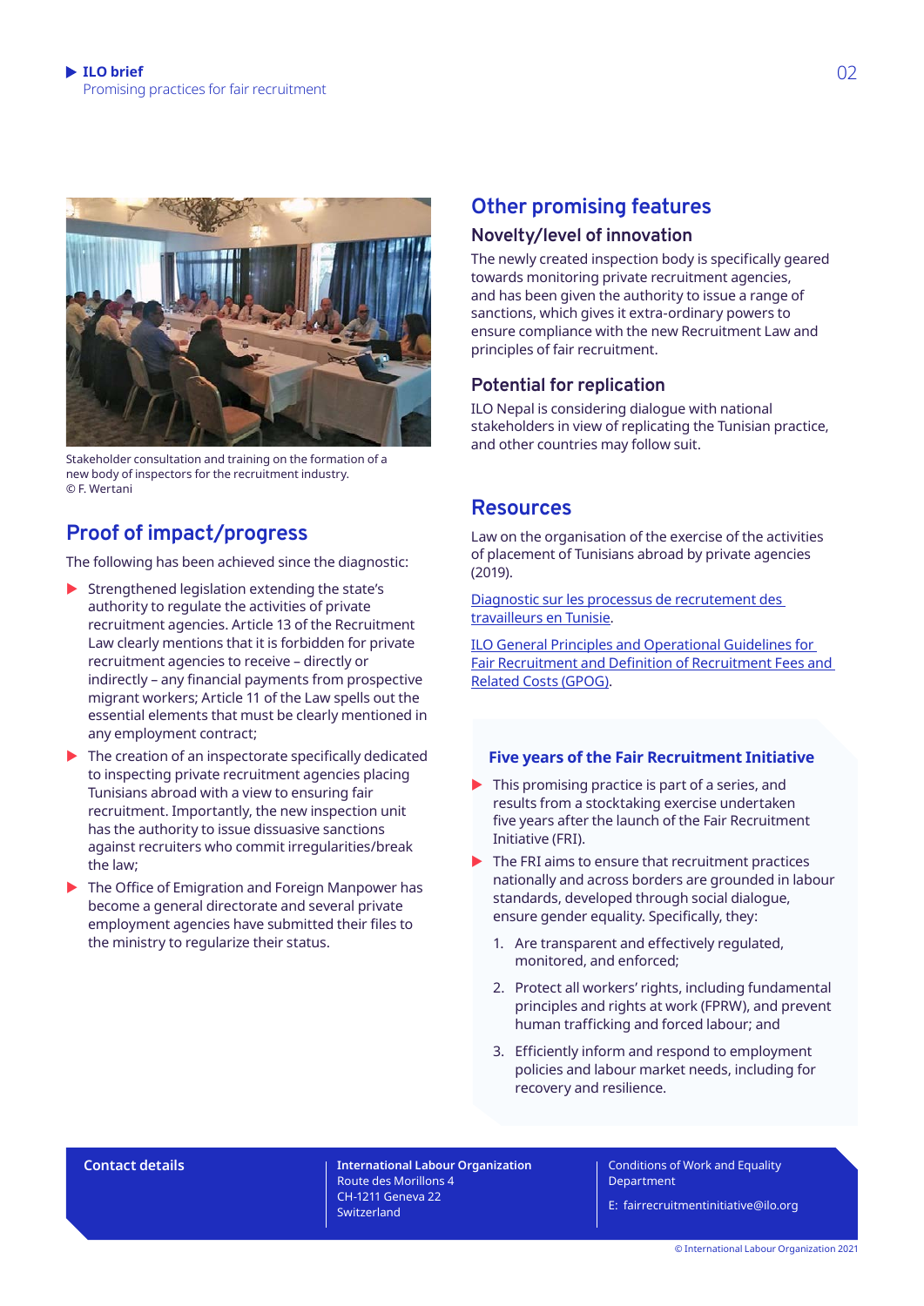Stakeholder consultation and training on the formation of a new body of inspectors for the recruitment industry.
© F. Wertani

## Proof of impact/progress

The following has been achieved since the diagnostic:

- Strengthened legislation extending the state's authority to regulate the activities of private recruitment agencies. Article 13 of the Recruitment Law clearly mentions that it is forbidden for private recruitment agencies to receive – directly or indirectly – any financial payments from prospective migrant workers; Article 11 of the Law spells out the essential elements that must be clearly mentioned in any employment contract;
- The creation of an inspectorate specifically dedicated to inspecting private recruitment agencies placing Tunisians abroad with a view to ensuring fair recruitment. Importantly, the new inspection unit has the authority to issue dissuasive sanctions against recruiters who commit irregularities/break the law;
- The Office of Emigration and Foreign Manpower has become a general directorate and several private employment agencies have submitted their files to the ministry to regularize their status.

## Other promising features

### Novelty/level of innovation

The newly created inspection body is specifically geared towards monitoring private recruitment agencies, and has been given the authority to issue a range of sanctions, which gives it extra-ordinary powers to ensure compliance with the new Recruitment Law and principles of fair recruitment.

### Potential for replication

ILO Nepal is considering dialogue with national stakeholders in view of replicating the Tunisian practice, and other countries may follow suit.

## Resources

Law on the organisation of the exercise of the activities of placement of Tunisians abroad by private agencies (2019).

Diagnostic sur les processus de recrutement des travailleurs en Tunisie.

ILO General Principles and Operational Guidelines for Fair Recruitment and Definition of Recruitment Fees and Related Costs (GPOG).

### Five years of the Fair Recruitment Initiative

- This promising practice is part of a series, and results from a stocktaking exercise undertaken five years after the launch of the Fair Recruitment Initiative (FRI).
- The FRI aims to ensure that recruitment practices nationally and across borders are grounded in labour standards, developed through social dialogue, ensure gender equality. Specifically, they:

1. Are transparent and effectively regulated, monitored, and enforced;
2. Protect all workers' rights, including fundamental principles and rights at work (FPRW), and prevent human trafficking and forced labour; and
3. Efficiently inform and respond to employment policies and labour market needs, including for recovery and resilience.

**Contact details**

**International Labour Organization**
Route des Morillons 4
CH-1211 Geneva 22
Switzerland

Conditions of Work and Equality Department

E: fairrecruitmentinitiative@ilo.org

© International Labour Organization 2021